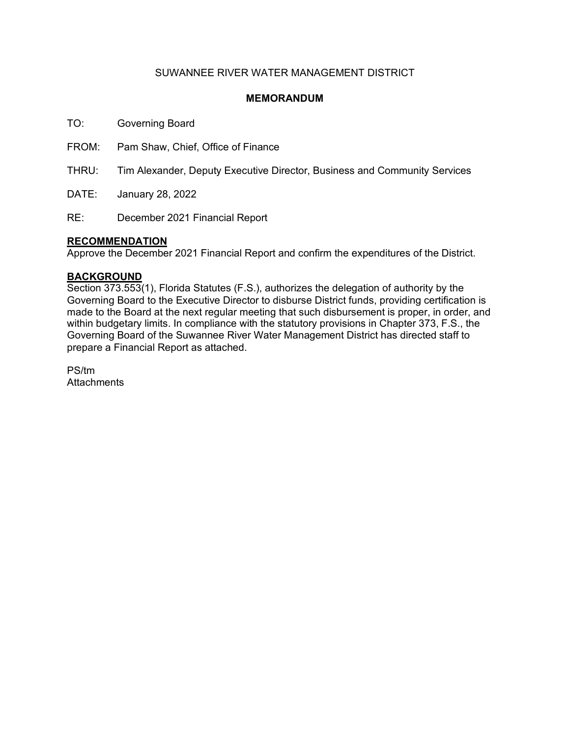SUWANNEE RIVER WATER MANAGEMENT DISTRICT

**MEMORANDUM**

TO: Governing Board

FROM: Pam Shaw, Chief, Office of Finance

THRU: Tim Alexander, Deputy Executive Director, Business and Community Services

DATE: January 28, 2022

RE: December 2021 Financial Report

## RECOMMENDATION

Approve the December 2021 Financial Report and confirm the expenditures of the District.

## BACKGROUND

Section 373.553(1), Florida Statutes (F.S.), authorizes the delegation of authority by the Governing Board to the Executive Director to disburse District funds, providing certification is made to the Board at the next regular meeting that such disbursement is proper, in order, and within budgetary limits. In compliance with the statutory provisions in Chapter 373, F.S., the Governing Board of the Suwannee River Water Management District has directed staff to prepare a Financial Report as attached.

PS/tm
Attachments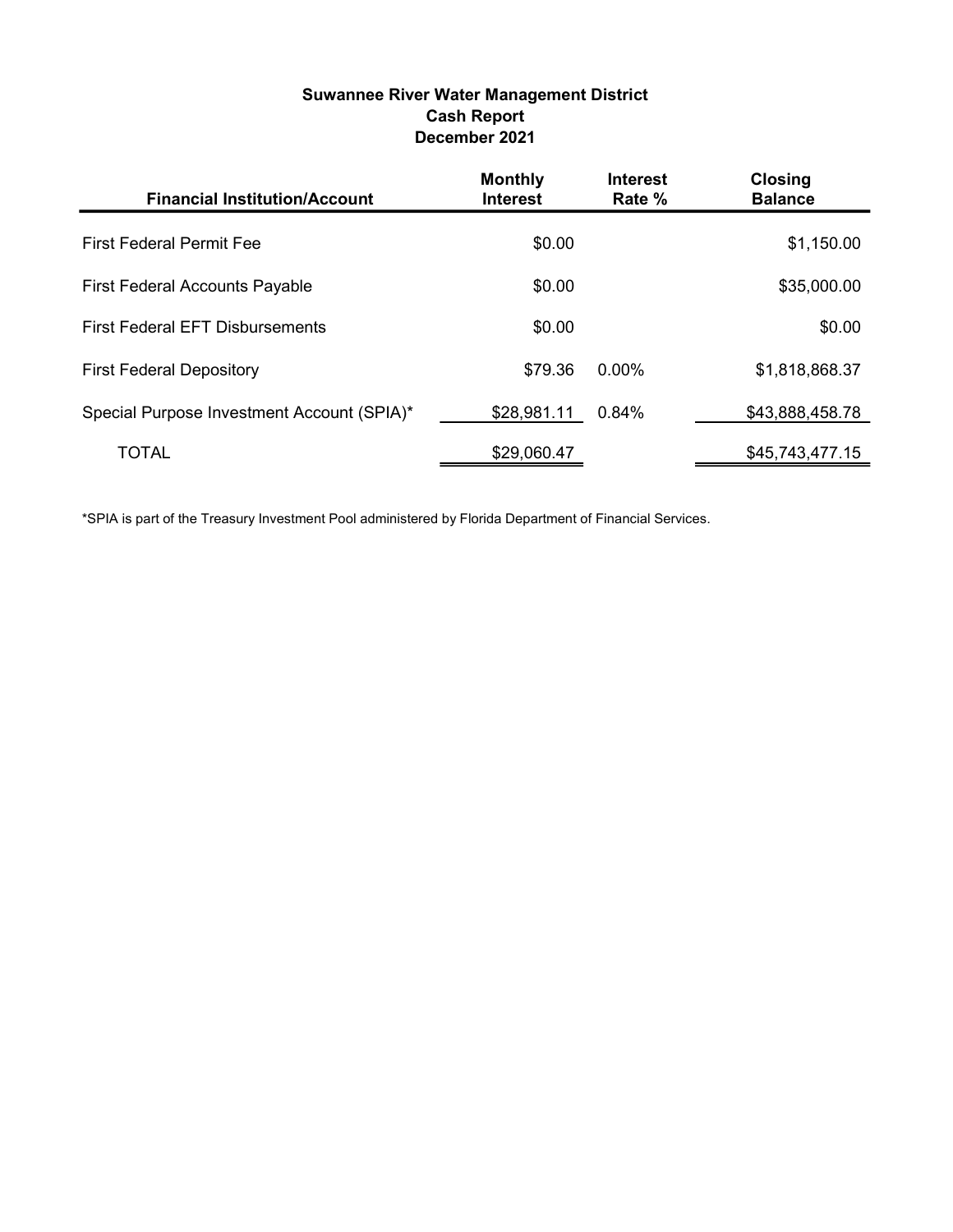**Suwannee River Water Management District**
**Cash Report**
**December 2021**

| Financial Institution/Account | Monthly Interest | Interest Rate % | Closing Balance |
|---|---|---|---|
| First Federal Permit Fee | $0.00 | | $1,150.00 |
| First Federal Accounts Payable | $0.00 | | $35,000.00 |
| First Federal EFT Disbursements | $0.00 | | $0.00 |
| First Federal Depository | $79.36 | 0.00% | $1,818,868.37 |
| Special Purpose Investment Account (SPIA)* | $28,981.11 | 0.84% | $43,888,458.78 |
| TOTAL | $29,060.47 | | $45,743,477.15 |

*SPIA is part of the Treasury Investment Pool administered by Florida Department of Financial Services.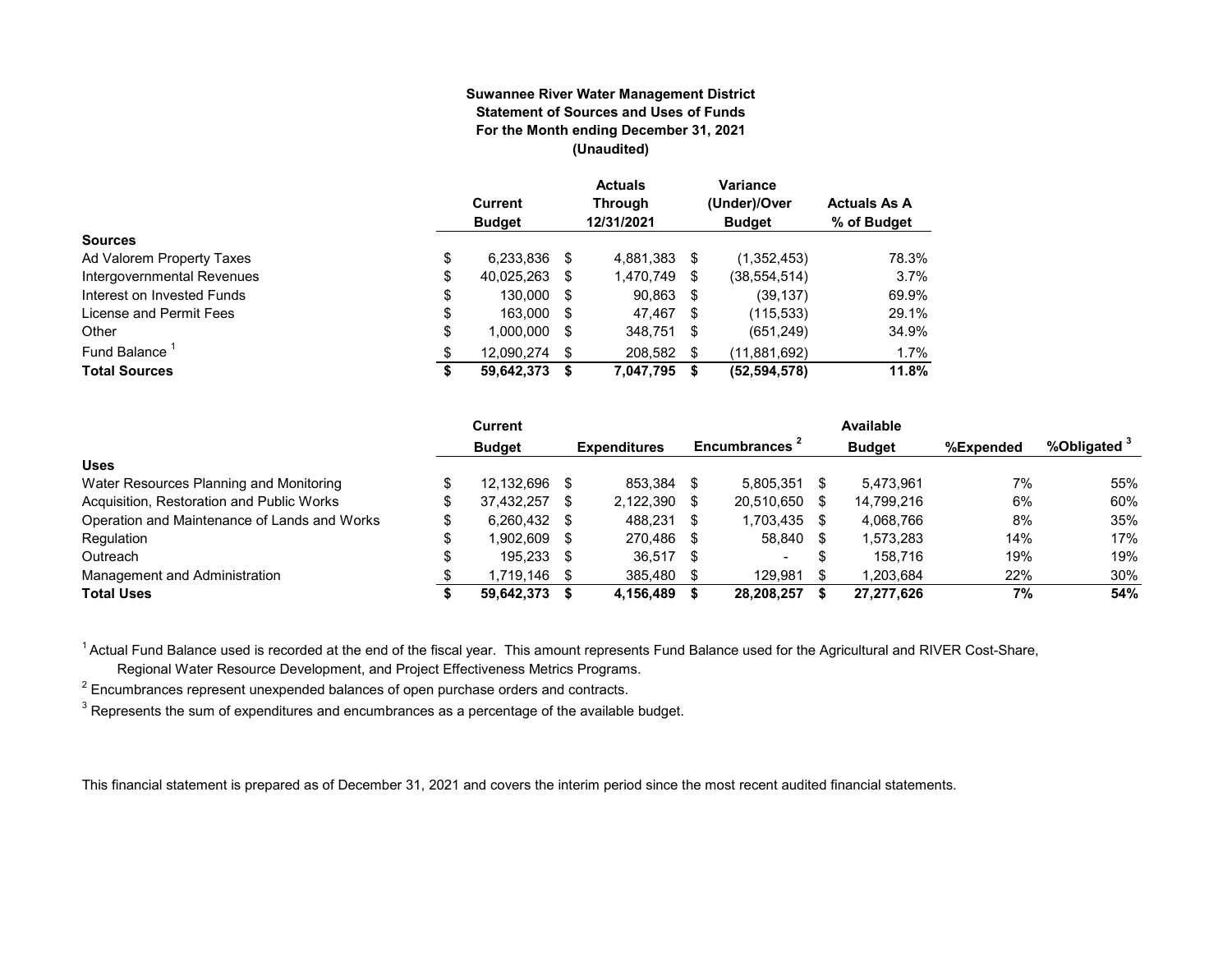**Suwannee River Water Management District**
**Statement of Sources and Uses of Funds**
**For the Month ending December 31, 2021**
**(Unaudited)**

| | Current Budget | Actuals Through 12/31/2021 | Variance (Under)/Over Budget | Actuals As A % of Budget |
|---|---|---|---|---|
| **Sources** | | | | |
| Ad Valorem Property Taxes | $ 6,233,836 | $ 4,881,383 | $ (1,352,453) | 78.3% |
| Intergovernmental Revenues | $ 40,025,263 | $ 1,470,749 | $ (38,554,514) | 3.7% |
| Interest on Invested Funds | $ 130,000 | $ 90,863 | $ (39,137) | 69.9% |
| License and Permit Fees | $ 163,000 | $ 47,467 | $ (115,533) | 29.1% |
| Other | $ 1,000,000 | $ 348,751 | $ (651,249) | 34.9% |
| Fund Balance [1] | $ 12,090,274 | $ 208,582 | $ (11,881,692) | 1.7% |
| **Total Sources** | **$ 59,642,373** | **$ 7,047,795** | **$ (52,594,578)** | **11.8%** |

| | Current Budget | Expenditures | Encumbrances [2] | Available Budget | %Expended | %Obligated [3] |
|---|---|---|---|---|---|---|
| **Uses** | | | | | | |
| Water Resources Planning and Monitoring | $ 12,132,696 | $ 853,384 | $ 5,805,351 | $ 5,473,961 | 7% | 55% |
| Acquisition, Restoration and Public Works | $ 37,432,257 | $ 2,122,390 | $ 20,510,650 | $ 14,799,216 | 6% | 60% |
| Operation and Maintenance of Lands and Works | $ 6,260,432 | $ 488,231 | $ 1,703,435 | $ 4,068,766 | 8% | 35% |
| Regulation | $ 1,902,609 | $ 270,486 | $ 58,840 | $ 1,573,283 | 14% | 17% |
| Outreach | $ 195,233 | $ 36,517 | $ - | $ 158,716 | 19% | 19% |
| Management and Administration | $ 1,719,146 | $ 385,480 | $ 129,981 | $ 1,203,684 | 22% | 30% |
| **Total Uses** | **$ 59,642,373** | **$ 4,156,489** | **$ 28,208,257** | **$ 27,277,626** | **7%** | **54%** |

[1] Actual Fund Balance used is recorded at the end of the fiscal year. This amount represents Fund Balance used for the Agricultural and RIVER Cost-Share, Regional Water Resource Development, and Project Effectiveness Metrics Programs.

[2] Encumbrances represent unexpended balances of open purchase orders and contracts.

[3] Represents the sum of expenditures and encumbrances as a percentage of the available budget.

This financial statement is prepared as of December 31, 2021 and covers the interim period since the most recent audited financial statements.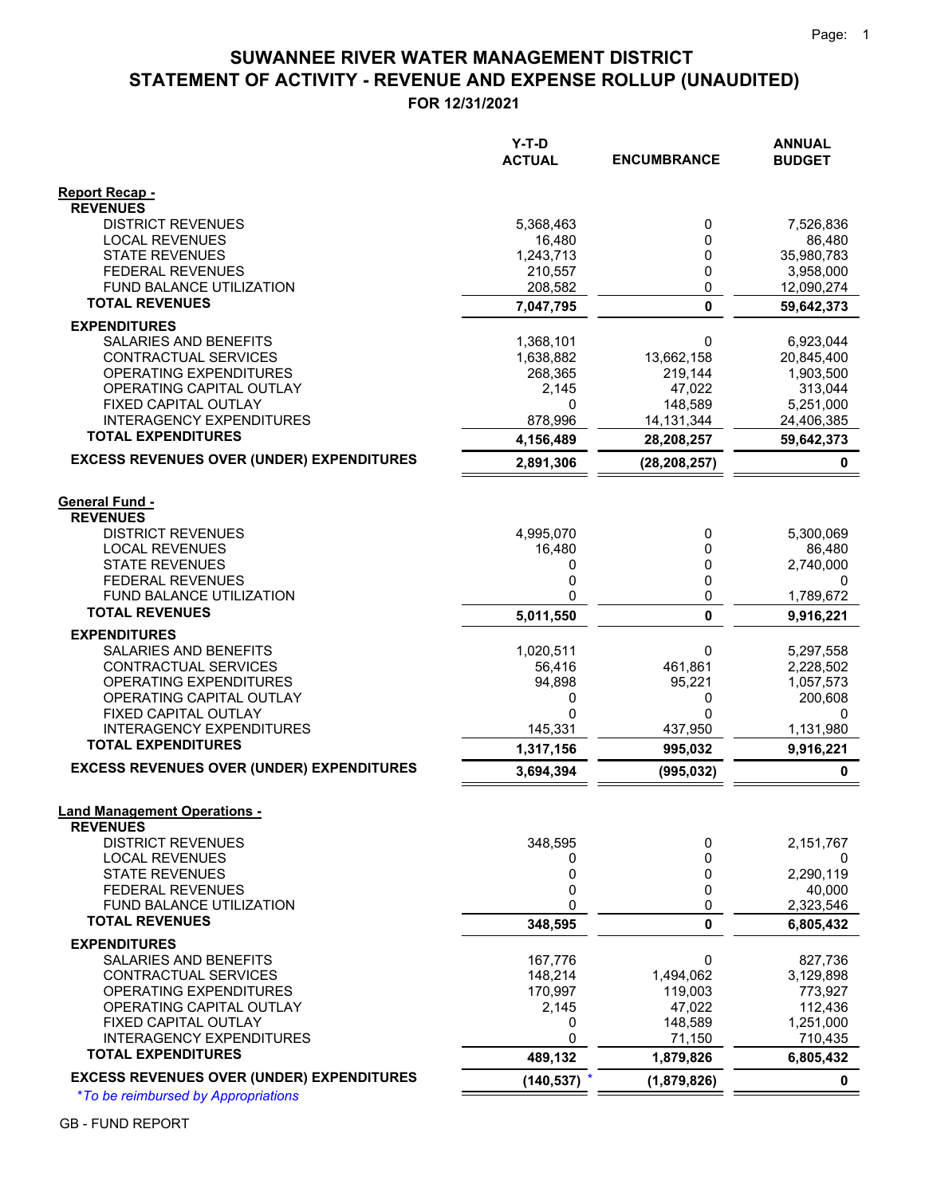# SUWANNEE RIVER WATER MANAGEMENT DISTRICT
## STATEMENT OF ACTIVITY - REVENUE AND EXPENSE ROLLUP (UNAUDITED)
### FOR 12/31/2021

| | Y-T-D ACTUAL | ENCUMBRANCE | ANNUAL BUDGET |
|---|---|---|---|
| **Report Recap -** | | | |
| **REVENUES** | | | |
| DISTRICT REVENUES | 5,368,463 | 0 | 7,526,836 |
| LOCAL REVENUES | 16,480 | 0 | 86,480 |
| STATE REVENUES | 1,243,713 | 0 | 35,980,783 |
| FEDERAL REVENUES | 210,557 | 0 | 3,958,000 |
| FUND BALANCE UTILIZATION | 208,582 | 0 | 12,090,274 |
| **TOTAL REVENUES** | **7,047,795** | **0** | **59,642,373** |
| **EXPENDITURES** | | | |
| SALARIES AND BENEFITS | 1,368,101 | 0 | 6,923,044 |
| CONTRACTUAL SERVICES | 1,638,882 | 13,662,158 | 20,845,400 |
| OPERATING EXPENDITURES | 268,365 | 219,144 | 1,903,500 |
| OPERATING CAPITAL OUTLAY | 2,145 | 47,022 | 313,044 |
| FIXED CAPITAL OUTLAY | 0 | 148,589 | 5,251,000 |
| INTERAGENCY EXPENDITURES | 878,996 | 14,131,344 | 24,406,385 |
| **TOTAL EXPENDITURES** | **4,156,489** | **28,208,257** | **59,642,373** |
| **EXCESS REVENUES OVER (UNDER) EXPENDITURES** | **2,891,306** | **(28,208,257)** | **0** |
| **General Fund -** | | | |
| **REVENUES** | | | |
| DISTRICT REVENUES | 4,995,070 | 0 | 5,300,069 |
| LOCAL REVENUES | 16,480 | 0 | 86,480 |
| STATE REVENUES | 0 | 0 | 2,740,000 |
| FEDERAL REVENUES | 0 | 0 | 0 |
| FUND BALANCE UTILIZATION | 0 | 0 | 1,789,672 |
| **TOTAL REVENUES** | **5,011,550** | **0** | **9,916,221** |
| **EXPENDITURES** | | | |
| SALARIES AND BENEFITS | 1,020,511 | 0 | 5,297,558 |
| CONTRACTUAL SERVICES | 56,416 | 461,861 | 2,228,502 |
| OPERATING EXPENDITURES | 94,898 | 95,221 | 1,057,573 |
| OPERATING CAPITAL OUTLAY | 0 | 0 | 200,608 |
| FIXED CAPITAL OUTLAY | 0 | 0 | 0 |
| INTERAGENCY EXPENDITURES | 145,331 | 437,950 | 1,131,980 |
| **TOTAL EXPENDITURES** | **1,317,156** | **995,032** | **9,916,221** |
| **EXCESS REVENUES OVER (UNDER) EXPENDITURES** | **3,694,394** | **(995,032)** | **0** |
| **Land Management Operations -** | | | |
| **REVENUES** | | | |
| DISTRICT REVENUES | 348,595 | 0 | 2,151,767 |
| LOCAL REVENUES | 0 | 0 | 0 |
| STATE REVENUES | 0 | 0 | 2,290,119 |
| FEDERAL REVENUES | 0 | 0 | 40,000 |
| FUND BALANCE UTILIZATION | 0 | 0 | 2,323,546 |
| **TOTAL REVENUES** | **348,595** | **0** | **6,805,432** |
| **EXPENDITURES** | | | |
| SALARIES AND BENEFITS | 167,776 | 0 | 827,736 |
| CONTRACTUAL SERVICES | 148,214 | 1,494,062 | 3,129,898 |
| OPERATING EXPENDITURES | 170,997 | 119,003 | 773,927 |
| OPERATING CAPITAL OUTLAY | 2,145 | 47,022 | 112,436 |
| FIXED CAPITAL OUTLAY | 0 | 148,589 | 1,251,000 |
| INTERAGENCY EXPENDITURES | 0 | 71,150 | 710,435 |
| **TOTAL EXPENDITURES** | **489,132** | **1,879,826** | **6,805,432** |
| **EXCESS REVENUES OVER (UNDER) EXPENDITURES** | **(140,537)** * | **(1,879,826)** | **0** |

*\*To be reimbursed by Appropriations*

GB - FUND REPORT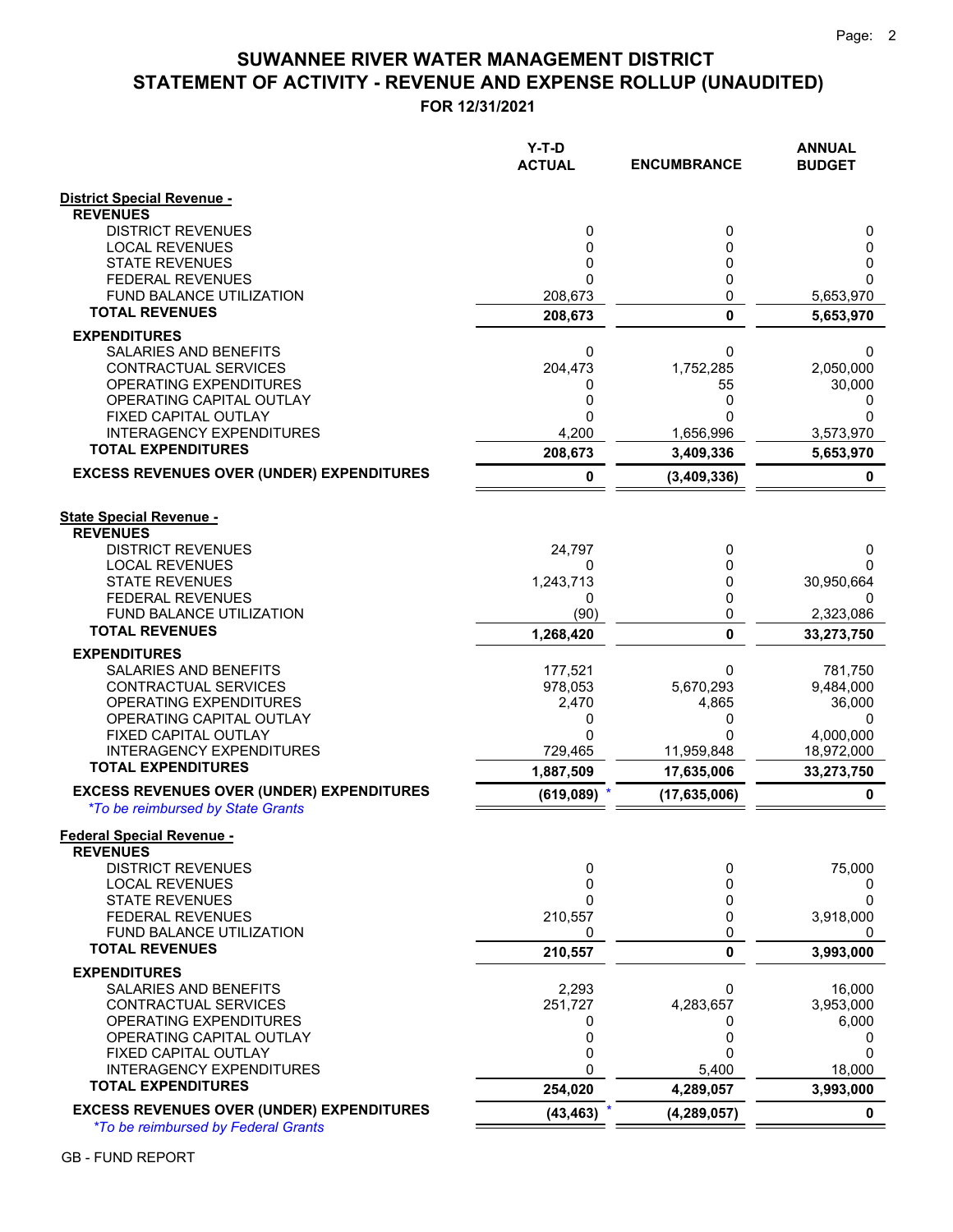# SUWANNEE RIVER WATER MANAGEMENT DISTRICT
# STATEMENT OF ACTIVITY - REVENUE AND EXPENSE ROLLUP (UNAUDITED)
## FOR 12/31/2021

| | Y-T-D ACTUAL | ENCUMBRANCE | ANNUAL BUDGET |
|---|---|---|---|
| **District Special Revenue -** | | | |
| **REVENUES** | | | |
| DISTRICT REVENUES | 0 | 0 | 0 |
| LOCAL REVENUES | 0 | 0 | 0 |
| STATE REVENUES | 0 | 0 | 0 |
| FEDERAL REVENUES | 0 | 0 | 0 |
| FUND BALANCE UTILIZATION | 208,673 | 0 | 5,653,970 |
| **TOTAL REVENUES** | **208,673** | **0** | **5,653,970** |
| **EXPENDITURES** | | | |
| SALARIES AND BENEFITS | 0 | 0 | 0 |
| CONTRACTUAL SERVICES | 204,473 | 1,752,285 | 2,050,000 |
| OPERATING EXPENDITURES | 0 | 55 | 30,000 |
| OPERATING CAPITAL OUTLAY | 0 | 0 | 0 |
| FIXED CAPITAL OUTLAY | 0 | 0 | 0 |
| INTERAGENCY EXPENDITURES | 4,200 | 1,656,996 | 3,573,970 |
| **TOTAL EXPENDITURES** | **208,673** | **3,409,336** | **5,653,970** |
| **EXCESS REVENUES OVER (UNDER) EXPENDITURES** | **0** | **(3,409,336)** | **0** |
| **State Special Revenue -** | | | |
| **REVENUES** | | | |
| DISTRICT REVENUES | 24,797 | 0 | 0 |
| LOCAL REVENUES | 0 | 0 | 0 |
| STATE REVENUES | 1,243,713 | 0 | 30,950,664 |
| FEDERAL REVENUES | 0 | 0 | 0 |
| FUND BALANCE UTILIZATION | (90) | 0 | 2,323,086 |
| **TOTAL REVENUES** | **1,268,420** | **0** | **33,273,750** |
| **EXPENDITURES** | | | |
| SALARIES AND BENEFITS | 177,521 | 0 | 781,750 |
| CONTRACTUAL SERVICES | 978,053 | 5,670,293 | 9,484,000 |
| OPERATING EXPENDITURES | 2,470 | 4,865 | 36,000 |
| OPERATING CAPITAL OUTLAY | 0 | 0 | 0 |
| FIXED CAPITAL OUTLAY | 0 | 0 | 4,000,000 |
| INTERAGENCY EXPENDITURES | 729,465 | 11,959,848 | 18,972,000 |
| **TOTAL EXPENDITURES** | **1,887,509** | **17,635,006** | **33,273,750** |
| **EXCESS REVENUES OVER (UNDER) EXPENDITURES** | **(619,089)** * | **(17,635,006)** | **0** |
| *\*To be reimbursed by State Grants* | | | |
| **Federal Special Revenue -** | | | |
| **REVENUES** | | | |
| DISTRICT REVENUES | 0 | 0 | 75,000 |
| LOCAL REVENUES | 0 | 0 | 0 |
| STATE REVENUES | 0 | 0 | 0 |
| FEDERAL REVENUES | 210,557 | 0 | 3,918,000 |
| FUND BALANCE UTILIZATION | 0 | 0 | 0 |
| **TOTAL REVENUES** | **210,557** | **0** | **3,993,000** |
| **EXPENDITURES** | | | |
| SALARIES AND BENEFITS | 2,293 | 0 | 16,000 |
| CONTRACTUAL SERVICES | 251,727 | 4,283,657 | 3,953,000 |
| OPERATING EXPENDITURES | 0 | 0 | 6,000 |
| OPERATING CAPITAL OUTLAY | 0 | 0 | 0 |
| FIXED CAPITAL OUTLAY | 0 | 0 | 0 |
| INTERAGENCY EXPENDITURES | 0 | 5,400 | 18,000 |
| **TOTAL EXPENDITURES** | **254,020** | **4,289,057** | **3,993,000** |
| **EXCESS REVENUES OVER (UNDER) EXPENDITURES** | **(43,463)** * | **(4,289,057)** | **0** |
| *\*To be reimbursed by Federal Grants* | | | |

GB - FUND REPORT